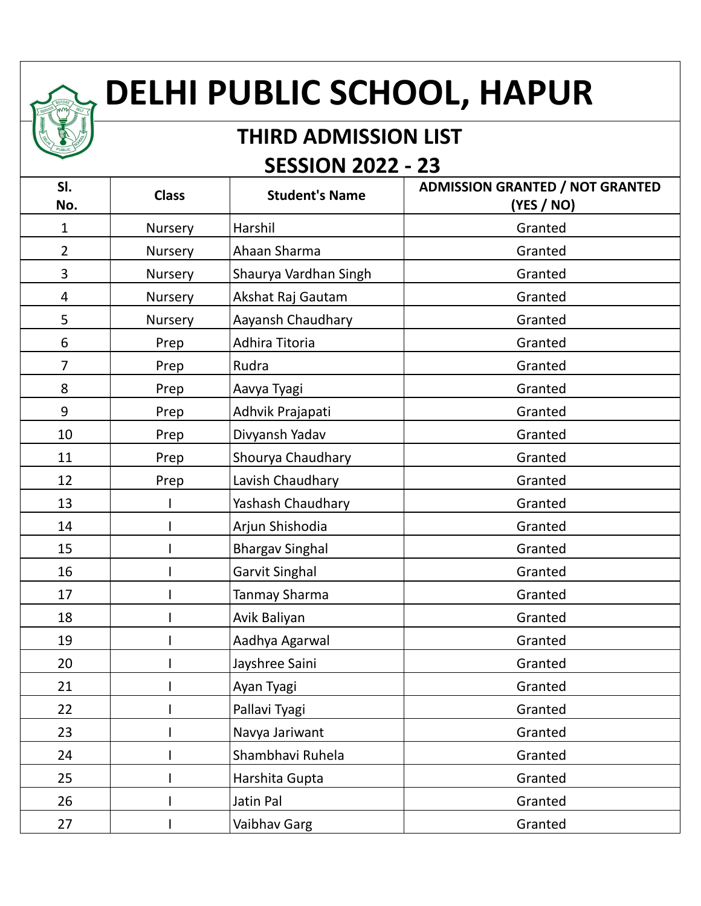# DELHI PUBLIC SCHOOL, HAPUR

## THIRD ADMISSION LIST

## SESSION 2022 - 23

| Sl. No. | Class | Student's Name | ADMISSION GRANTED / NOT GRANTED (YES / NO) |
|---|---|---|---|
| 1 | Nursery | Harshil | Granted |
| 2 | Nursery | Ahaan Sharma | Granted |
| 3 | Nursery | Shaurya Vardhan Singh | Granted |
| 4 | Nursery | Akshat Raj Gautam | Granted |
| 5 | Nursery | Aayansh Chaudhary | Granted |
| 6 | Prep | Adhira Titoria | Granted |
| 7 | Prep | Rudra | Granted |
| 8 | Prep | Aavya Tyagi | Granted |
| 9 | Prep | Adhvik Prajapati | Granted |
| 10 | Prep | Divyansh Yadav | Granted |
| 11 | Prep | Shourya Chaudhary | Granted |
| 12 | Prep | Lavish Chaudhary | Granted |
| 13 | I | Yashash Chaudhary | Granted |
| 14 | I | Arjun Shishodia | Granted |
| 15 | I | Bhargav Singhal | Granted |
| 16 | I | Garvit Singhal | Granted |
| 17 | I | Tanmay Sharma | Granted |
| 18 | I | Avik Baliyan | Granted |
| 19 | I | Aadhya Agarwal | Granted |
| 20 | I | Jayshree Saini | Granted |
| 21 | I | Ayan Tyagi | Granted |
| 22 | I | Pallavi Tyagi | Granted |
| 23 | I | Navya Jariwant | Granted |
| 24 | I | Shambhavi Ruhela | Granted |
| 25 | I | Harshita Gupta | Granted |
| 26 | I | Jatin Pal | Granted |
| 27 | I | Vaibhav Garg | Granted |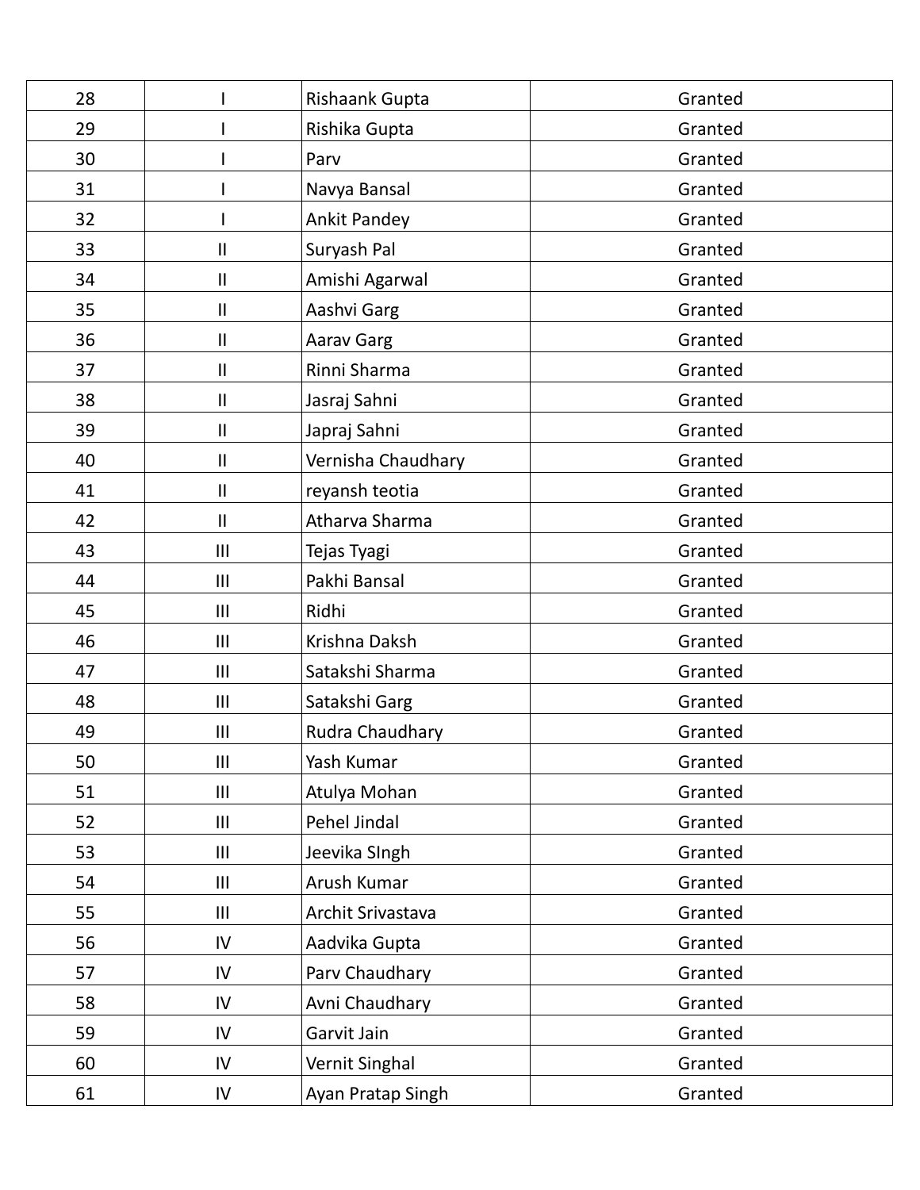| 28 | I | Rishaank Gupta | Granted |
|---|---|---|---|
| 29 | I | Rishika Gupta | Granted |
| 30 | I | Parv | Granted |
| 31 | I | Navya Bansal | Granted |
| 32 | I | Ankit Pandey | Granted |
| 33 | II | Suryash Pal | Granted |
| 34 | II | Amishi Agarwal | Granted |
| 35 | II | Aashvi Garg | Granted |
| 36 | II | Aarav Garg | Granted |
| 37 | II | Rinni Sharma | Granted |
| 38 | II | Jasraj Sahni | Granted |
| 39 | II | Japraj Sahni | Granted |
| 40 | II | Vernisha Chaudhary | Granted |
| 41 | II | reyansh teotia | Granted |
| 42 | II | Atharva Sharma | Granted |
| 43 | III | Tejas Tyagi | Granted |
| 44 | III | Pakhi Bansal | Granted |
| 45 | III | Ridhi | Granted |
| 46 | III | Krishna Daksh | Granted |
| 47 | III | Satakshi Sharma | Granted |
| 48 | III | Satakshi Garg | Granted |
| 49 | III | Rudra Chaudhary | Granted |
| 50 | III | Yash Kumar | Granted |
| 51 | III | Atulya Mohan | Granted |
| 52 | III | Pehel Jindal | Granted |
| 53 | III | Jeevika SIngh | Granted |
| 54 | III | Arush Kumar | Granted |
| 55 | III | Archit Srivastava | Granted |
| 56 | IV | Aadvika Gupta | Granted |
| 57 | IV | Parv Chaudhary | Granted |
| 58 | IV | Avni Chaudhary | Granted |
| 59 | IV | Garvit Jain | Granted |
| 60 | IV | Vernit Singhal | Granted |
| 61 | IV | Ayan Pratap Singh | Granted |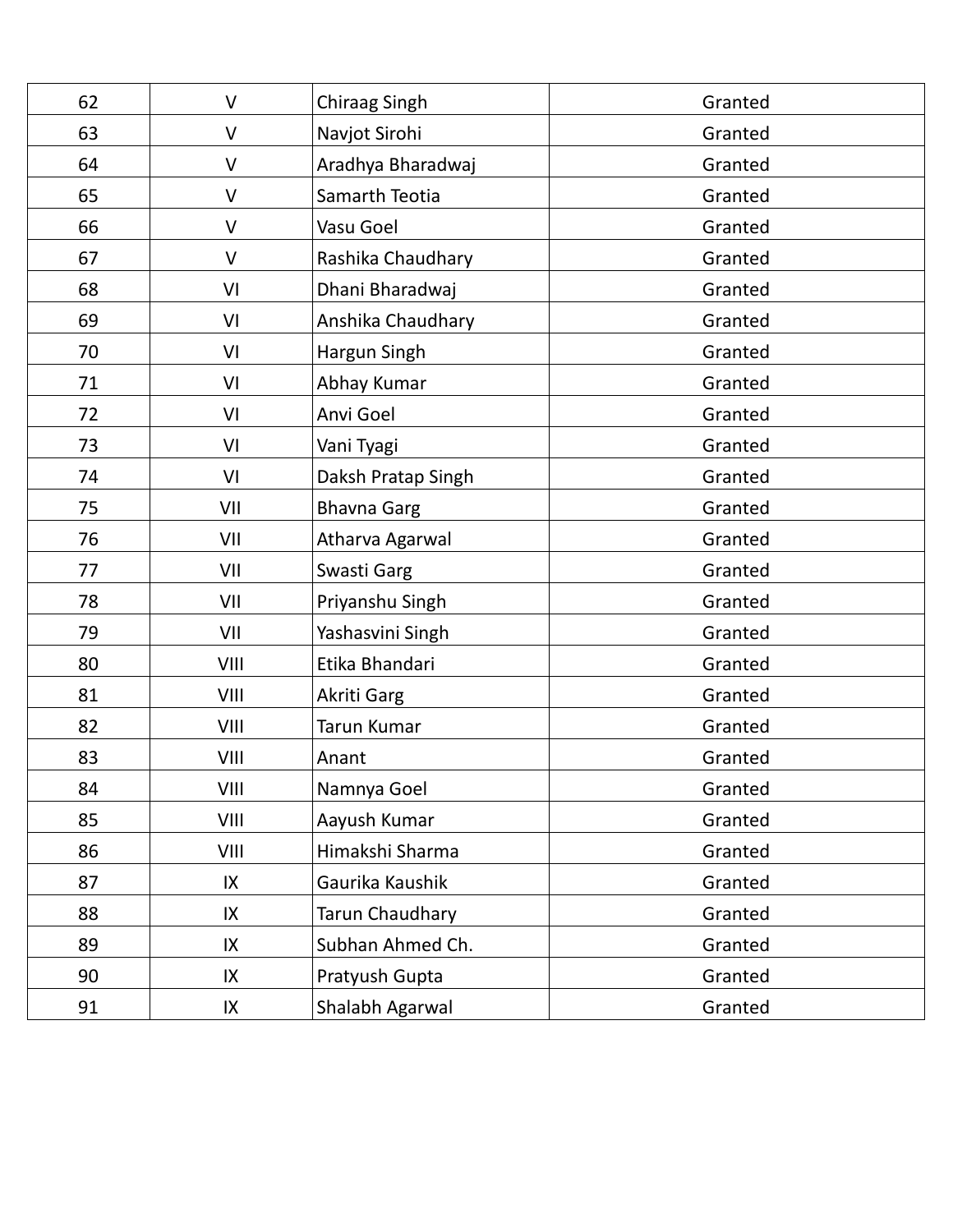| | | | |
|---|---|---|---|
| 62 | V | Chiraag Singh | Granted |
| 63 | V | Navjot Sirohi | Granted |
| 64 | V | Aradhya Bharadwaj | Granted |
| 65 | V | Samarth Teotia | Granted |
| 66 | V | Vasu Goel | Granted |
| 67 | V | Rashika Chaudhary | Granted |
| 68 | VI | Dhani Bharadwaj | Granted |
| 69 | VI | Anshika Chaudhary | Granted |
| 70 | VI | Hargun Singh | Granted |
| 71 | VI | Abhay Kumar | Granted |
| 72 | VI | Anvi Goel | Granted |
| 73 | VI | Vani Tyagi | Granted |
| 74 | VI | Daksh Pratap Singh | Granted |
| 75 | VII | Bhavna Garg | Granted |
| 76 | VII | Atharva Agarwal | Granted |
| 77 | VII | Swasti Garg | Granted |
| 78 | VII | Priyanshu Singh | Granted |
| 79 | VII | Yashasvini Singh | Granted |
| 80 | VIII | Etika Bhandari | Granted |
| 81 | VIII | Akriti Garg | Granted |
| 82 | VIII | Tarun Kumar | Granted |
| 83 | VIII | Anant | Granted |
| 84 | VIII | Namnya Goel | Granted |
| 85 | VIII | Aayush Kumar | Granted |
| 86 | VIII | Himakshi Sharma | Granted |
| 87 | IX | Gaurika Kaushik | Granted |
| 88 | IX | Tarun Chaudhary | Granted |
| 89 | IX | Subhan Ahmed Ch. | Granted |
| 90 | IX | Pratyush Gupta | Granted |
| 91 | IX | Shalabh Agarwal | Granted |